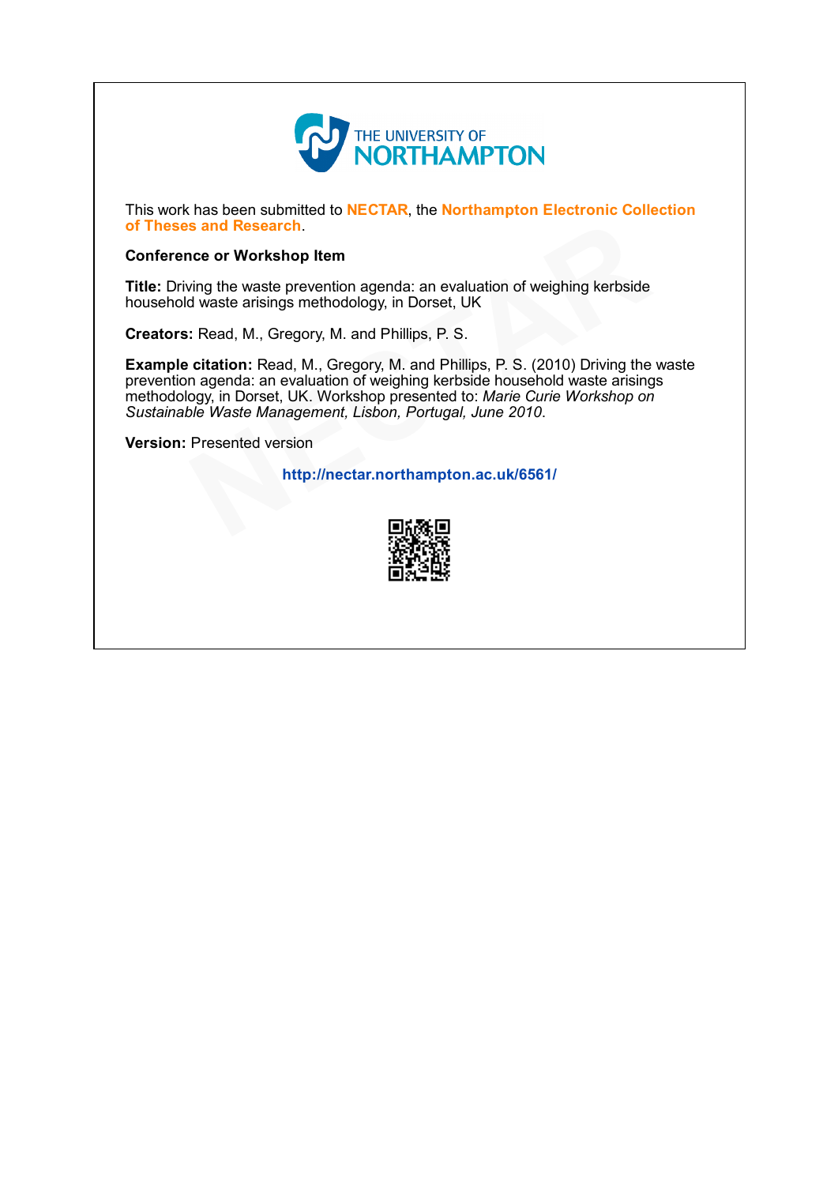THE UNIVERSITY OF NORTHAMPTON

This work has been submitted to **NECTAR**, the **Northampton Electronic Collection of Theses and Research**.

**Conference or Workshop Item**

**Title:** Driving the waste prevention agenda: an evaluation of weighing kerbside household waste arisings methodology, in Dorset, UK

**Creators:** Read, M., Gregory, M. and Phillips, P. S.

**Example citation:** Read, M., Gregory, M. and Phillips, P. S. (2010) Driving the waste prevention agenda: an evaluation of weighing kerbside household waste arisings methodology, in Dorset, UK. Workshop presented to: *Marie Curie Workshop on Sustainable Waste Management, Lisbon, Portugal, June 2010*.

**Version:** Presented version

**http://nectar.northampton.ac.uk/6561/**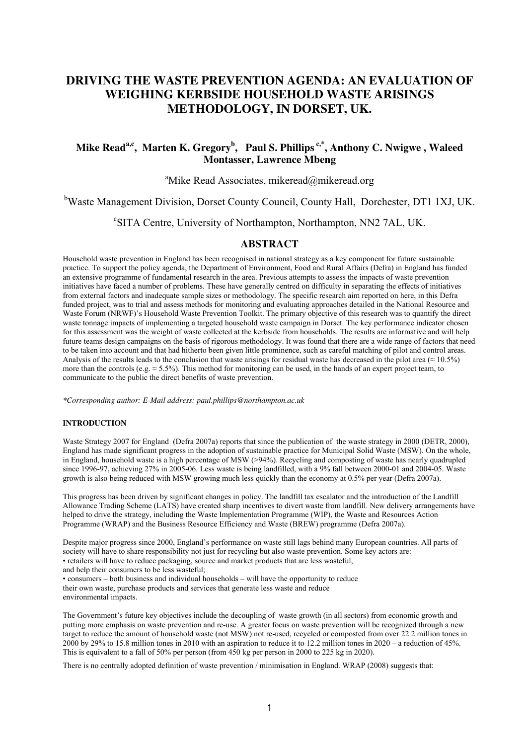# DRIVING THE WASTE PREVENTION AGENDA: AN EVALUATION OF WEIGHING KERBSIDE HOUSEHOLD WASTE ARISINGS METHODOLOGY, IN DORSET, UK.

**Mike Read[a,c], Marten K. Gregory[b], Paul S. Phillips [c,*], Anthony C. Nwigwe , Waleed Montasser, Lawrence Mbeng**

[a]Mike Read Associates, mikeread@mikeread.org

[b]Waste Management Division, Dorset County Council, County Hall, Dorchester, DT1 1XJ, UK.

[c]SITA Centre, University of Northampton, Northampton, NN2 7AL, UK.

## ABSTRACT

Household waste prevention in England has been recognised in national strategy as a key component for future sustainable practice. To support the policy agenda, the Department of Environment, Food and Rural Affairs (Defra) in England has funded an extensive programme of fundamental research in the area. Previous attempts to assess the impacts of waste prevention initiatives have faced a number of problems. These have generally centred on difficulty in separating the effects of initiatives from external factors and inadequate sample sizes or methodology. The specific research aim reported on here, in this Defra funded project, was to trial and assess methods for monitoring and evaluating approaches detailed in the National Resource and Waste Forum (NRWF)'s Household Waste Prevention Toolkit. The primary objective of this research was to quantify the direct waste tonnage impacts of implementing a targeted household waste campaign in Dorset. The key performance indicator chosen for this assessment was the weight of waste collected at the kerbside from households. The results are informative and will help future teams design campaigns on the basis of rigorous methodology. It was found that there are a wide range of factors that need to be taken into account and that had hitherto been given little prominence, such as careful matching of pilot and control areas. Analysis of the results leads to the conclusion that waste arisings for residual waste has decreased in the pilot area (≈ 10.5%) more than the controls (e.g. ≈ 5.5%). This method for monitoring can be used, in the hands of an expert project team, to communicate to the public the direct benefits of waste prevention.

*\*Corresponding author: E-Mail address: paul.phillips@northampton.ac.uk*

### INTRODUCTION

Waste Strategy 2007 for England (Defra 2007a) reports that since the publication of the waste strategy in 2000 (DETR, 2000), England has made significant progress in the adoption of sustainable practice for Municipal Solid Waste (MSW). On the whole, in England, household waste is a high percentage of MSW (>94%). Recycling and composting of waste has nearly quadrupled since 1996-97, achieving 27% in 2005-06. Less waste is being landfilled, with a 9% fall between 2000-01 and 2004-05. Waste growth is also being reduced with MSW growing much less quickly than the economy at 0.5% per year (Defra 2007a).

This progress has been driven by significant changes in policy. The landfill tax escalator and the introduction of the Landfill Allowance Trading Scheme (LATS) have created sharp incentives to divert waste from landfill. New delivery arrangements have helped to drive the strategy, including the Waste Implementation Programme (WIP), the Waste and Resources Action Programme (WRAP) and the Business Resource Efficiency and Waste (BREW) programme (Defra 2007a).

Despite major progress since 2000, England's performance on waste still lags behind many European countries. All parts of society will have to share responsibility not just for recycling but also waste prevention. Some key actors are:

- retailers will have to reduce packaging, source and market products that are less wasteful, and help their consumers to be less wasteful;
- consumers – both business and individual households – will have the opportunity to reduce their own waste, purchase products and services that generate less waste and reduce environmental impacts.

The Government's future key objectives include the decoupling of waste growth (in all sectors) from economic growth and putting more emphasis on waste prevention and re-use. A greater focus on waste prevention will be recognized through a new target to reduce the amount of household waste (not MSW) not re-used, recycled or composted from over 22.2 million tones in 2000 by 29% to 15.8 million tones in 2010 with an aspiration to reduce it to 12.2 million tones in 2020 – a reduction of 45%. This is equivalent to a fall of 50% per person (from 450 kg per person in 2000 to 225 kg in 2020).

There is no centrally adopted definition of waste prevention / minimisation in England. WRAP (2008) suggests that: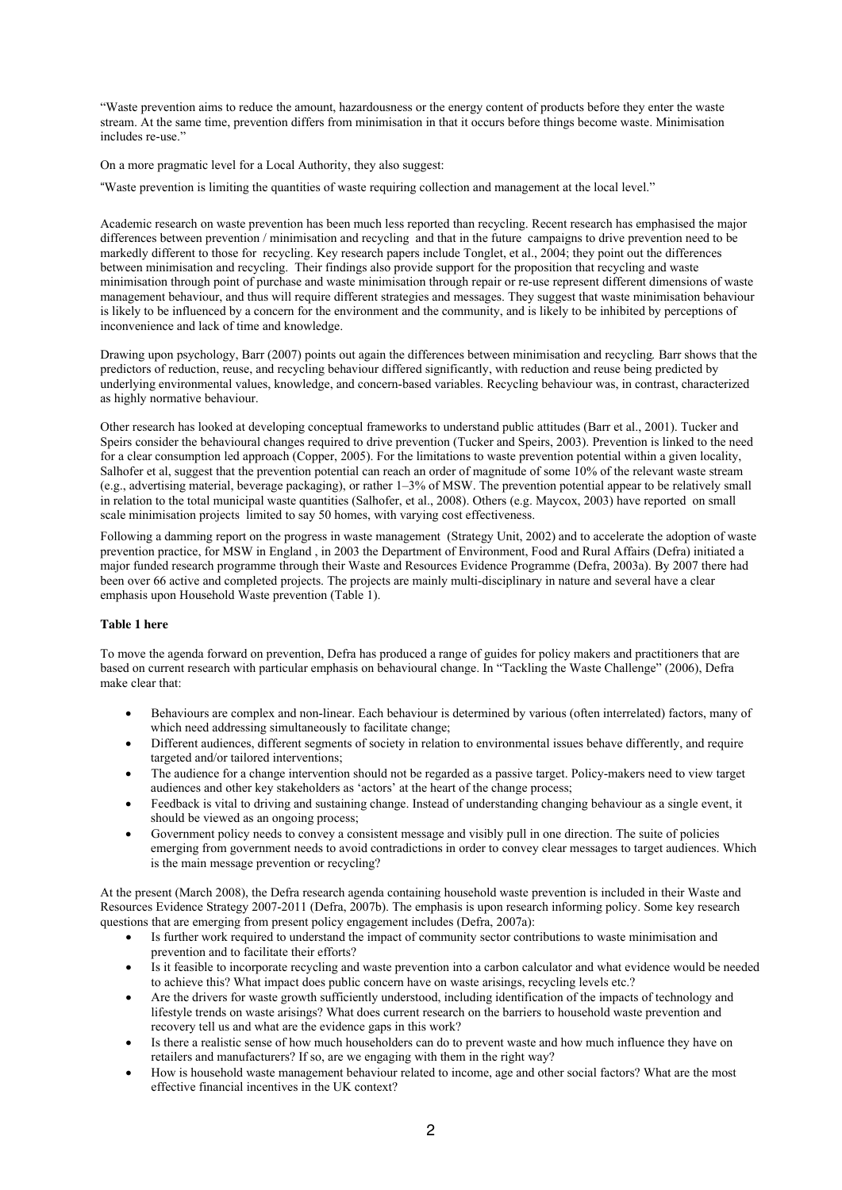"Waste prevention aims to reduce the amount, hazardousness or the energy content of products before they enter the waste stream. At the same time, prevention differs from minimisation in that it occurs before things become waste. Minimisation includes re-use."

On a more pragmatic level for a Local Authority, they also suggest:

"Waste prevention is limiting the quantities of waste requiring collection and management at the local level."

Academic research on waste prevention has been much less reported than recycling. Recent research has emphasised the major differences between prevention / minimisation and recycling and that in the future campaigns to drive prevention need to be markedly different to those for recycling. Key research papers include Tonglet, et al., 2004; they point out the differences between minimisation and recycling. Their findings also provide support for the proposition that recycling and waste minimisation through point of purchase and waste minimisation through repair or re-use represent different dimensions of waste management behaviour, and thus will require different strategies and messages. They suggest that waste minimisation behaviour is likely to be influenced by a concern for the environment and the community, and is likely to be inhibited by perceptions of inconvenience and lack of time and knowledge.

Drawing upon psychology, Barr (2007) points out again the differences between minimisation and recycling. Barr shows that the predictors of reduction, reuse, and recycling behaviour differed significantly, with reduction and reuse being predicted by underlying environmental values, knowledge, and concern-based variables. Recycling behaviour was, in contrast, characterized as highly normative behaviour.

Other research has looked at developing conceptual frameworks to understand public attitudes (Barr et al., 2001). Tucker and Speirs consider the behavioural changes required to drive prevention (Tucker and Speirs, 2003). Prevention is linked to the need for a clear consumption led approach (Copper, 2005). For the limitations to waste prevention potential within a given locality, Salhofer et al, suggest that the prevention potential can reach an order of magnitude of some 10% of the relevant waste stream (e.g., advertising material, beverage packaging), or rather 1–3% of MSW. The prevention potential appear to be relatively small in relation to the total municipal waste quantities (Salhofer, et al., 2008). Others (e.g. Maycox, 2003) have reported on small scale minimisation projects limited to say 50 homes, with varying cost effectiveness.

Following a damming report on the progress in waste management (Strategy Unit, 2002) and to accelerate the adoption of waste prevention practice, for MSW in England , in 2003 the Department of Environment, Food and Rural Affairs (Defra) initiated a major funded research programme through their Waste and Resources Evidence Programme (Defra, 2003a). By 2007 there had been over 66 active and completed projects. The projects are mainly multi-disciplinary in nature and several have a clear emphasis upon Household Waste prevention (Table 1).

**Table 1 here**

To move the agenda forward on prevention, Defra has produced a range of guides for policy makers and practitioners that are based on current research with particular emphasis on behavioural change. In "Tackling the Waste Challenge" (2006), Defra make clear that:

- Behaviours are complex and non-linear. Each behaviour is determined by various (often interrelated) factors, many of which need addressing simultaneously to facilitate change;
- Different audiences, different segments of society in relation to environmental issues behave differently, and require targeted and/or tailored interventions;
- The audience for a change intervention should not be regarded as a passive target. Policy-makers need to view target audiences and other key stakeholders as 'actors' at the heart of the change process;
- Feedback is vital to driving and sustaining change. Instead of understanding changing behaviour as a single event, it should be viewed as an ongoing process;
- Government policy needs to convey a consistent message and visibly pull in one direction. The suite of policies emerging from government needs to avoid contradictions in order to convey clear messages to target audiences. Which is the main message prevention or recycling?

At the present (March 2008), the Defra research agenda containing household waste prevention is included in their Waste and Resources Evidence Strategy 2007-2011 (Defra, 2007b). The emphasis is upon research informing policy. Some key research questions that are emerging from present policy engagement includes (Defra, 2007a):

- Is further work required to understand the impact of community sector contributions to waste minimisation and prevention and to facilitate their efforts?
- Is it feasible to incorporate recycling and waste prevention into a carbon calculator and what evidence would be needed to achieve this? What impact does public concern have on waste arisings, recycling levels etc.?
- Are the drivers for waste growth sufficiently understood, including identification of the impacts of technology and lifestyle trends on waste arisings? What does current research on the barriers to household waste prevention and recovery tell us and what are the evidence gaps in this work?
- Is there a realistic sense of how much householders can do to prevent waste and how much influence they have on retailers and manufacturers? If so, are we engaging with them in the right way?
- How is household waste management behaviour related to income, age and other social factors? What are the most effective financial incentives in the UK context?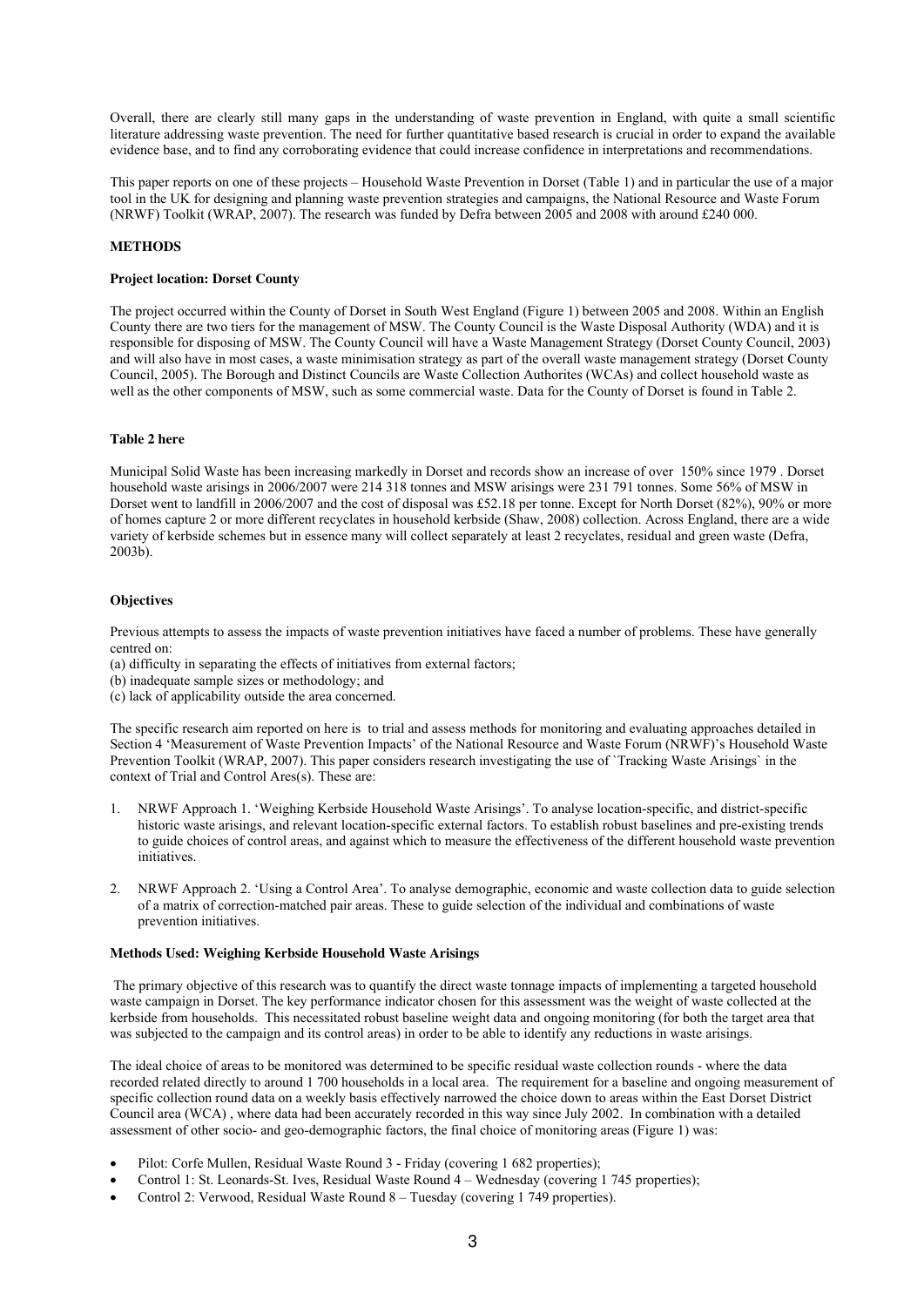Overall, there are clearly still many gaps in the understanding of waste prevention in England, with quite a small scientific literature addressing waste prevention. The need for further quantitative based research is crucial in order to expand the available evidence base, and to find any corroborating evidence that could increase confidence in interpretations and recommendations.

This paper reports on one of these projects – Household Waste Prevention in Dorset (Table 1) and in particular the use of a major tool in the UK for designing and planning waste prevention strategies and campaigns, the National Resource and Waste Forum (NRWF) Toolkit (WRAP, 2007). The research was funded by Defra between 2005 and 2008 with around £240 000.

## METHODS

### Project location: Dorset County

The project occurred within the County of Dorset in South West England (Figure 1) between 2005 and 2008. Within an English County there are two tiers for the management of MSW. The County Council is the Waste Disposal Authority (WDA) and it is responsible for disposing of MSW. The County Council will have a Waste Management Strategy (Dorset County Council, 2003) and will also have in most cases, a waste minimisation strategy as part of the overall waste management strategy (Dorset County Council, 2005). The Borough and Distinct Councils are Waste Collection Authorites (WCAs) and collect household waste as well as the other components of MSW, such as some commercial waste. Data for the County of Dorset is found in Table 2.

**Table 2 here**

Municipal Solid Waste has been increasing markedly in Dorset and records show an increase of over 150% since 1979 . Dorset household waste arisings in 2006/2007 were 214 318 tonnes and MSW arisings were 231 791 tonnes. Some 56% of MSW in Dorset went to landfill in 2006/2007 and the cost of disposal was £52.18 per tonne. Except for North Dorset (82%), 90% or more of homes capture 2 or more different recyclates in household kerbside (Shaw, 2008) collection. Across England, there are a wide variety of kerbside schemes but in essence many will collect separately at least 2 recyclates, residual and green waste (Defra, 2003b).

### Objectives

Previous attempts to assess the impacts of waste prevention initiatives have faced a number of problems. These have generally centred on:

(a) difficulty in separating the effects of initiatives from external factors;
(b) inadequate sample sizes or methodology; and
(c) lack of applicability outside the area concerned.

The specific research aim reported on here is to trial and assess methods for monitoring and evaluating approaches detailed in Section 4 'Measurement of Waste Prevention Impacts' of the National Resource and Waste Forum (NRWF)'s Household Waste Prevention Toolkit (WRAP, 2007). This paper considers research investigating the use of `Tracking Waste Arisings` in the context of Trial and Control Ares(s). These are:

1. NRWF Approach 1. 'Weighing Kerbside Household Waste Arisings'. To analyse location-specific, and district-specific historic waste arisings, and relevant location-specific external factors. To establish robust baselines and pre-existing trends to guide choices of control areas, and against which to measure the effectiveness of the different household waste prevention initiatives.
2. NRWF Approach 2. 'Using a Control Area'. To analyse demographic, economic and waste collection data to guide selection of a matrix of correction-matched pair areas. These to guide selection of the individual and combinations of waste prevention initiatives.

### Methods Used: Weighing Kerbside Household Waste Arisings

The primary objective of this research was to quantify the direct waste tonnage impacts of implementing a targeted household waste campaign in Dorset. The key performance indicator chosen for this assessment was the weight of waste collected at the kerbside from households. This necessitated robust baseline weight data and ongoing monitoring (for both the target area that was subjected to the campaign and its control areas) in order to be able to identify any reductions in waste arisings.

The ideal choice of areas to be monitored was determined to be specific residual waste collection rounds - where the data recorded related directly to around 1 700 households in a local area. The requirement for a baseline and ongoing measurement of specific collection round data on a weekly basis effectively narrowed the choice down to areas within the East Dorset District Council area (WCA) , where data had been accurately recorded in this way since July 2002. In combination with a detailed assessment of other socio- and geo-demographic factors, the final choice of monitoring areas (Figure 1) was:

- Pilot: Corfe Mullen, Residual Waste Round 3 - Friday (covering 1 682 properties);
- Control 1: St. Leonards-St. Ives, Residual Waste Round 4 – Wednesday (covering 1 745 properties);
- Control 2: Verwood, Residual Waste Round 8 – Tuesday (covering 1 749 properties).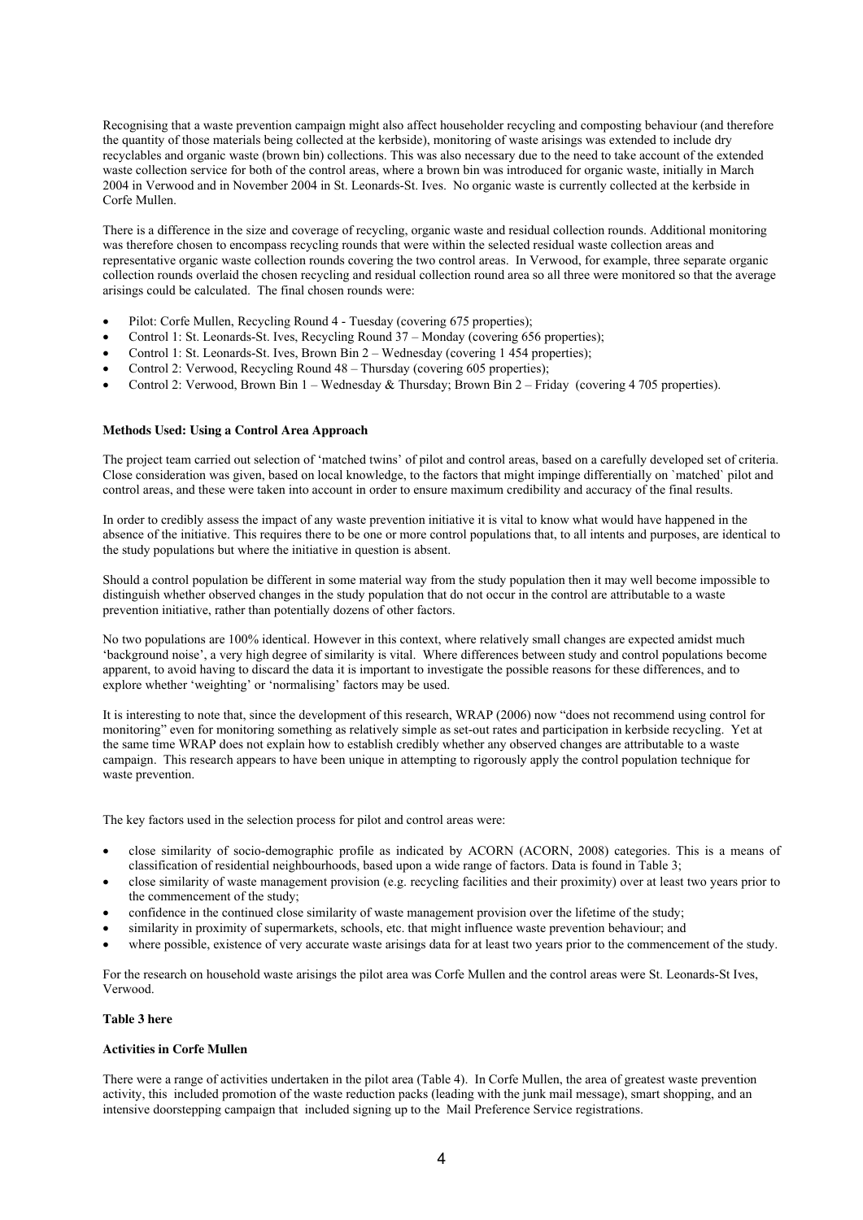Recognising that a waste prevention campaign might also affect householder recycling and composting behaviour (and therefore the quantity of those materials being collected at the kerbside), monitoring of waste arisings was extended to include dry recyclables and organic waste (brown bin) collections. This was also necessary due to the need to take account of the extended waste collection service for both of the control areas, where a brown bin was introduced for organic waste, initially in March 2004 in Verwood and in November 2004 in St. Leonards-St. Ives. No organic waste is currently collected at the kerbside in Corfe Mullen.

There is a difference in the size and coverage of recycling, organic waste and residual collection rounds. Additional monitoring was therefore chosen to encompass recycling rounds that were within the selected residual waste collection areas and representative organic waste collection rounds covering the two control areas. In Verwood, for example, three separate organic collection rounds overlaid the chosen recycling and residual collection round area so all three were monitored so that the average arisings could be calculated. The final chosen rounds were:

- Pilot: Corfe Mullen, Recycling Round 4 - Tuesday (covering 675 properties);
- Control 1: St. Leonards-St. Ives, Recycling Round 37 – Monday (covering 656 properties);
- Control 1: St. Leonards-St. Ives, Brown Bin 2 – Wednesday (covering 1 454 properties);
- Control 2: Verwood, Recycling Round 48 – Thursday (covering 605 properties);
- Control 2: Verwood, Brown Bin 1 – Wednesday & Thursday; Brown Bin 2 – Friday (covering 4 705 properties).

**Methods Used: Using a Control Area Approach**

The project team carried out selection of 'matched twins' of pilot and control areas, based on a carefully developed set of criteria. Close consideration was given, based on local knowledge, to the factors that might impinge differentially on `matched` pilot and control areas, and these were taken into account in order to ensure maximum credibility and accuracy of the final results.

In order to credibly assess the impact of any waste prevention initiative it is vital to know what would have happened in the absence of the initiative. This requires there to be one or more control populations that, to all intents and purposes, are identical to the study populations but where the initiative in question is absent.

Should a control population be different in some material way from the study population then it may well become impossible to distinguish whether observed changes in the study population that do not occur in the control are attributable to a waste prevention initiative, rather than potentially dozens of other factors.

No two populations are 100% identical. However in this context, where relatively small changes are expected amidst much 'background noise', a very high degree of similarity is vital. Where differences between study and control populations become apparent, to avoid having to discard the data it is important to investigate the possible reasons for these differences, and to explore whether 'weighting' or 'normalising' factors may be used.

It is interesting to note that, since the development of this research, WRAP (2006) now "does not recommend using control for monitoring" even for monitoring something as relatively simple as set-out rates and participation in kerbside recycling. Yet at the same time WRAP does not explain how to establish credibly whether any observed changes are attributable to a waste campaign. This research appears to have been unique in attempting to rigorously apply the control population technique for waste prevention.

The key factors used in the selection process for pilot and control areas were:

- close similarity of socio-demographic profile as indicated by ACORN (ACORN, 2008) categories. This is a means of classification of residential neighbourhoods, based upon a wide range of factors. Data is found in Table 3;
- close similarity of waste management provision (e.g. recycling facilities and their proximity) over at least two years prior to the commencement of the study;
- confidence in the continued close similarity of waste management provision over the lifetime of the study;
- similarity in proximity of supermarkets, schools, etc. that might influence waste prevention behaviour; and
- where possible, existence of very accurate waste arisings data for at least two years prior to the commencement of the study.

For the research on household waste arisings the pilot area was Corfe Mullen and the control areas were St. Leonards-St Ives, Verwood.

**Table 3 here**

**Activities in Corfe Mullen**

There were a range of activities undertaken in the pilot area (Table 4). In Corfe Mullen, the area of greatest waste prevention activity, this included promotion of the waste reduction packs (leading with the junk mail message), smart shopping, and an intensive doorstepping campaign that included signing up to the Mail Preference Service registrations.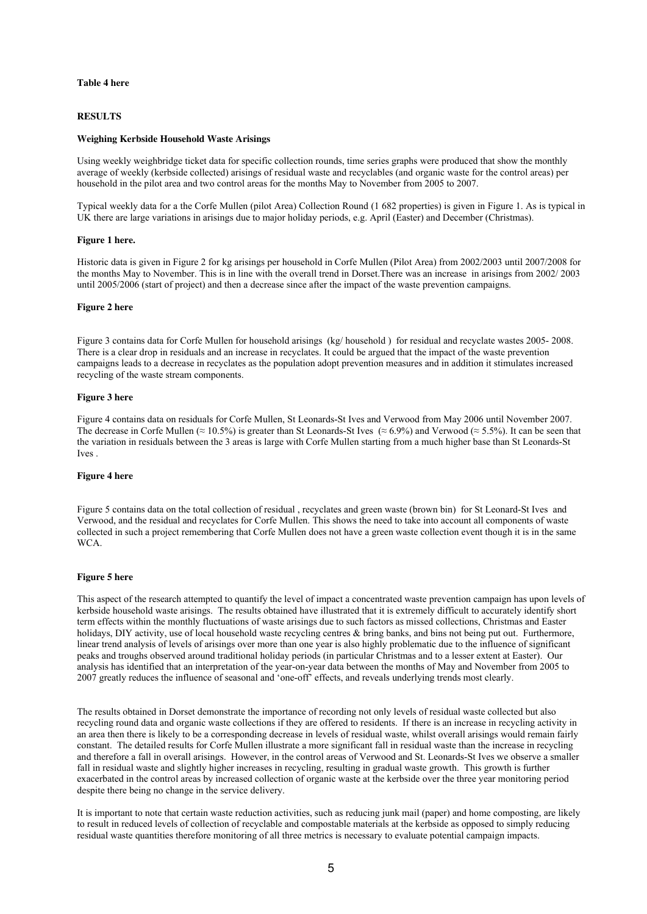**Table 4 here**

## RESULTS

### Weighing Kerbside Household Waste Arisings

Using weekly weighbridge ticket data for specific collection rounds, time series graphs were produced that show the monthly average of weekly (kerbside collected) arisings of residual waste and recyclables (and organic waste for the control areas) per household in the pilot area and two control areas for the months May to November from 2005 to 2007.

Typical weekly data for a the Corfe Mullen (pilot Area) Collection Round (1 682 properties) is given in Figure 1. As is typical in UK there are large variations in arisings due to major holiday periods, e.g. April (Easter) and December (Christmas).

**Figure 1 here.**

Historic data is given in Figure 2 for kg arisings per household in Corfe Mullen (Pilot Area) from 2002/2003 until 2007/2008 for the months May to November. This is in line with the overall trend in Dorset.There was an increase in arisings from 2002/ 2003 until 2005/2006 (start of project) and then a decrease since after the impact of the waste prevention campaigns.

**Figure 2 here**

Figure 3 contains data for Corfe Mullen for household arisings (kg/ household ) for residual and recyclate wastes 2005- 2008. There is a clear drop in residuals and an increase in recyclates. It could be argued that the impact of the waste prevention campaigns leads to a decrease in recyclates as the population adopt prevention measures and in addition it stimulates increased recycling of the waste stream components.

**Figure 3 here**

Figure 4 contains data on residuals for Corfe Mullen, St Leonards-St Ives and Verwood from May 2006 until November 2007. The decrease in Corfe Mullen (≈ 10.5%) is greater than St Leonards-St Ives (≈ 6.9%) and Verwood (≈ 5.5%). It can be seen that the variation in residuals between the 3 areas is large with Corfe Mullen starting from a much higher base than St Leonards-St Ives .

**Figure 4 here**

Figure 5 contains data on the total collection of residual , recyclates and green waste (brown bin) for St Leonard-St Ives and Verwood, and the residual and recyclates for Corfe Mullen. This shows the need to take into account all components of waste collected in such a project remembering that Corfe Mullen does not have a green waste collection event though it is in the same WCA.

**Figure 5 here**

This aspect of the research attempted to quantify the level of impact a concentrated waste prevention campaign has upon levels of kerbside household waste arisings. The results obtained have illustrated that it is extremely difficult to accurately identify short term effects within the monthly fluctuations of waste arisings due to such factors as missed collections, Christmas and Easter holidays, DIY activity, use of local household waste recycling centres & bring banks, and bins not being put out. Furthermore, linear trend analysis of levels of arisings over more than one year is also highly problematic due to the influence of significant peaks and troughs observed around traditional holiday periods (in particular Christmas and to a lesser extent at Easter). Our analysis has identified that an interpretation of the year-on-year data between the months of May and November from 2005 to 2007 greatly reduces the influence of seasonal and 'one-off' effects, and reveals underlying trends most clearly.

The results obtained in Dorset demonstrate the importance of recording not only levels of residual waste collected but also recycling round data and organic waste collections if they are offered to residents. If there is an increase in recycling activity in an area then there is likely to be a corresponding decrease in levels of residual waste, whilst overall arisings would remain fairly constant. The detailed results for Corfe Mullen illustrate a more significant fall in residual waste than the increase in recycling and therefore a fall in overall arisings. However, in the control areas of Verwood and St. Leonards-St Ives we observe a smaller fall in residual waste and slightly higher increases in recycling, resulting in gradual waste growth. This growth is further exacerbated in the control areas by increased collection of organic waste at the kerbside over the three year monitoring period despite there being no change in the service delivery.

It is important to note that certain waste reduction activities, such as reducing junk mail (paper) and home composting, are likely to result in reduced levels of collection of recyclable and compostable materials at the kerbside as opposed to simply reducing residual waste quantities therefore monitoring of all three metrics is necessary to evaluate potential campaign impacts.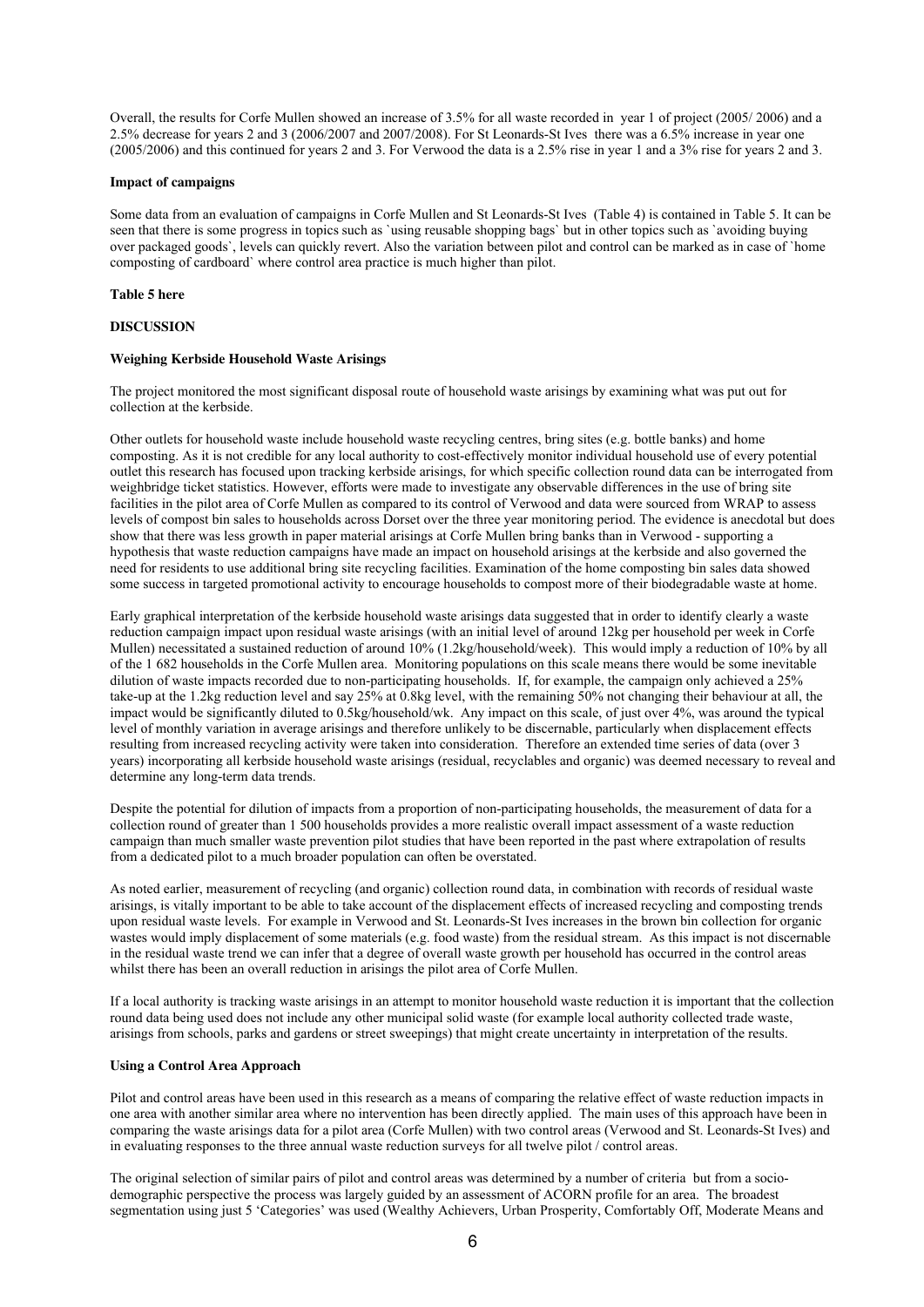Overall, the results for Corfe Mullen showed an increase of 3.5% for all waste recorded in year 1 of project (2005/ 2006) and a 2.5% decrease for years 2 and 3 (2006/2007 and 2007/2008). For St Leonards-St Ives there was a 6.5% increase in year one (2005/2006) and this continued for years 2 and 3. For Verwood the data is a 2.5% rise in year 1 and a 3% rise for years 2 and 3.

**Impact of campaigns**

Some data from an evaluation of campaigns in Corfe Mullen and St Leonards-St Ives (Table 4) is contained in Table 5. It can be seen that there is some progress in topics such as `using reusable shopping bags` but in other topics such as `avoiding buying over packaged goods`, levels can quickly revert. Also the variation between pilot and control can be marked as in case of `home composting of cardboard` where control area practice is much higher than pilot.

**Table 5 here**

## DISCUSSION

**Weighing Kerbside Household Waste Arisings**

The project monitored the most significant disposal route of household waste arisings by examining what was put out for collection at the kerbside.

Other outlets for household waste include household waste recycling centres, bring sites (e.g. bottle banks) and home composting. As it is not credible for any local authority to cost-effectively monitor individual household use of every potential outlet this research has focused upon tracking kerbside arisings, for which specific collection round data can be interrogated from weighbridge ticket statistics. However, efforts were made to investigate any observable differences in the use of bring site facilities in the pilot area of Corfe Mullen as compared to its control of Verwood and data were sourced from WRAP to assess levels of compost bin sales to households across Dorset over the three year monitoring period. The evidence is anecdotal but does show that there was less growth in paper material arisings at Corfe Mullen bring banks than in Verwood - supporting a hypothesis that waste reduction campaigns have made an impact on household arisings at the kerbside and also governed the need for residents to use additional bring site recycling facilities. Examination of the home composting bin sales data showed some success in targeted promotional activity to encourage households to compost more of their biodegradable waste at home.

Early graphical interpretation of the kerbside household waste arisings data suggested that in order to identify clearly a waste reduction campaign impact upon residual waste arisings (with an initial level of around 12kg per household per week in Corfe Mullen) necessitated a sustained reduction of around 10% (1.2kg/household/week). This would imply a reduction of 10% by all of the 1 682 households in the Corfe Mullen area. Monitoring populations on this scale means there would be some inevitable dilution of waste impacts recorded due to non-participating households. If, for example, the campaign only achieved a 25% take-up at the 1.2kg reduction level and say 25% at 0.8kg level, with the remaining 50% not changing their behaviour at all, the impact would be significantly diluted to 0.5kg/household/wk. Any impact on this scale, of just over 4%, was around the typical level of monthly variation in average arisings and therefore unlikely to be discernable, particularly when displacement effects resulting from increased recycling activity were taken into consideration. Therefore an extended time series of data (over 3 years) incorporating all kerbside household waste arisings (residual, recyclables and organic) was deemed necessary to reveal and determine any long-term data trends.

Despite the potential for dilution of impacts from a proportion of non-participating households, the measurement of data for a collection round of greater than 1 500 households provides a more realistic overall impact assessment of a waste reduction campaign than much smaller waste prevention pilot studies that have been reported in the past where extrapolation of results from a dedicated pilot to a much broader population can often be overstated.

As noted earlier, measurement of recycling (and organic) collection round data, in combination with records of residual waste arisings, is vitally important to be able to take account of the displacement effects of increased recycling and composting trends upon residual waste levels. For example in Verwood and St. Leonards-St Ives increases in the brown bin collection for organic wastes would imply displacement of some materials (e.g. food waste) from the residual stream. As this impact is not discernable in the residual waste trend we can infer that a degree of overall waste growth per household has occurred in the control areas whilst there has been an overall reduction in arisings the pilot area of Corfe Mullen.

If a local authority is tracking waste arisings in an attempt to monitor household waste reduction it is important that the collection round data being used does not include any other municipal solid waste (for example local authority collected trade waste, arisings from schools, parks and gardens or street sweepings) that might create uncertainty in interpretation of the results.

**Using a Control Area Approach**

Pilot and control areas have been used in this research as a means of comparing the relative effect of waste reduction impacts in one area with another similar area where no intervention has been directly applied. The main uses of this approach have been in comparing the waste arisings data for a pilot area (Corfe Mullen) with two control areas (Verwood and St. Leonards-St Ives) and in evaluating responses to the three annual waste reduction surveys for all twelve pilot / control areas.

The original selection of similar pairs of pilot and control areas was determined by a number of criteria but from a socio-demographic perspective the process was largely guided by an assessment of ACORN profile for an area. The broadest segmentation using just 5 'Categories' was used (Wealthy Achievers, Urban Prosperity, Comfortably Off, Moderate Means and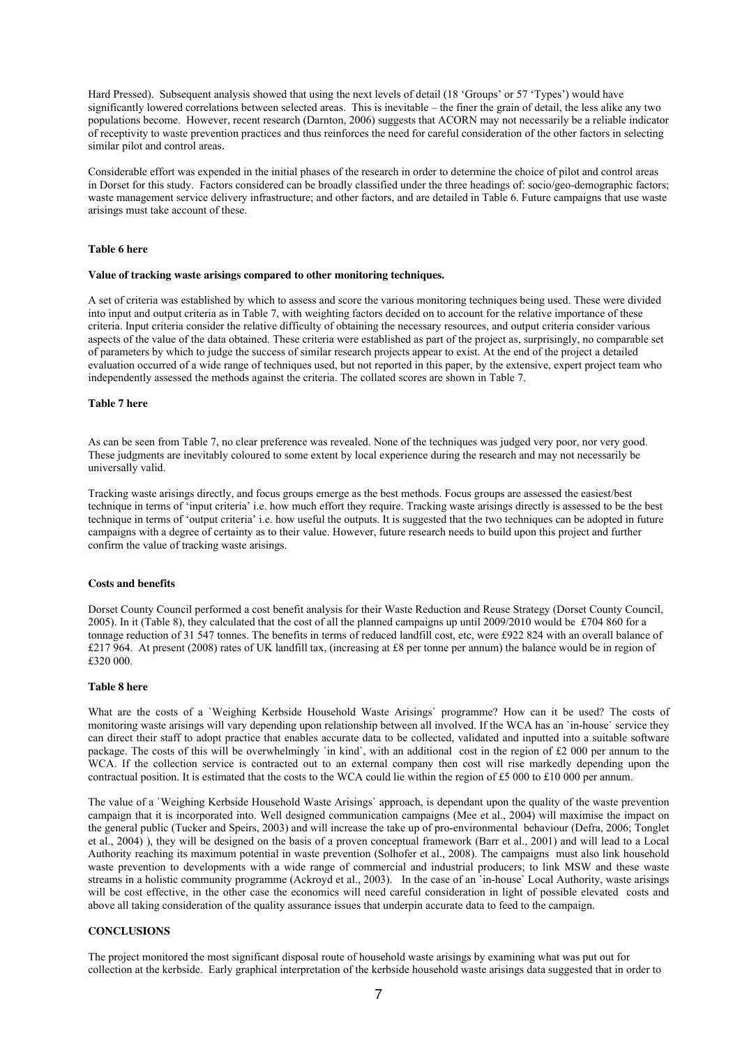Hard Pressed). Subsequent analysis showed that using the next levels of detail (18 'Groups' or 57 'Types') would have significantly lowered correlations between selected areas. This is inevitable – the finer the grain of detail, the less alike any two populations become. However, recent research (Darnton, 2006) suggests that ACORN may not necessarily be a reliable indicator of receptivity to waste prevention practices and thus reinforces the need for careful consideration of the other factors in selecting similar pilot and control areas.

Considerable effort was expended in the initial phases of the research in order to determine the choice of pilot and control areas in Dorset for this study. Factors considered can be broadly classified under the three headings of: socio/geo-demographic factors; waste management service delivery infrastructure; and other factors, and are detailed in Table 6. Future campaigns that use waste arisings must take account of these.

**Table 6 here**

**Value of tracking waste arisings compared to other monitoring techniques.**

A set of criteria was established by which to assess and score the various monitoring techniques being used. These were divided into input and output criteria as in Table 7, with weighting factors decided on to account for the relative importance of these criteria. Input criteria consider the relative difficulty of obtaining the necessary resources, and output criteria consider various aspects of the value of the data obtained. These criteria were established as part of the project as, surprisingly, no comparable set of parameters by which to judge the success of similar research projects appear to exist. At the end of the project a detailed evaluation occurred of a wide range of techniques used, but not reported in this paper, by the extensive, expert project team who independently assessed the methods against the criteria. The collated scores are shown in Table 7.

**Table 7 here**

As can be seen from Table 7, no clear preference was revealed. None of the techniques was judged very poor, nor very good. These judgments are inevitably coloured to some extent by local experience during the research and may not necessarily be universally valid.

Tracking waste arisings directly, and focus groups emerge as the best methods. Focus groups are assessed the easiest/best technique in terms of 'input criteria' i.e. how much effort they require. Tracking waste arisings directly is assessed to be the best technique in terms of 'output criteria' i.e. how useful the outputs. It is suggested that the two techniques can be adopted in future campaigns with a degree of certainty as to their value. However, future research needs to build upon this project and further confirm the value of tracking waste arisings.

**Costs and benefits**

Dorset County Council performed a cost benefit analysis for their Waste Reduction and Reuse Strategy (Dorset County Council, 2005). In it (Table 8), they calculated that the cost of all the planned campaigns up until 2009/2010 would be £704 860 for a tonnage reduction of 31 547 tonnes. The benefits in terms of reduced landfill cost, etc, were £922 824 with an overall balance of £217 964. At present (2008) rates of UK landfill tax, (increasing at £8 per tonne per annum) the balance would be in region of £320 000.

**Table 8 here**

What are the costs of a `Weighing Kerbside Household Waste Arisings` programme? How can it be used? The costs of monitoring waste arisings will vary depending upon relationship between all involved. If the WCA has an `in-house` service they can direct their staff to adopt practice that enables accurate data to be collected, validated and inputted into a suitable software package. The costs of this will be overwhelmingly `in kind`, with an additional cost in the region of £2 000 per annum to the WCA. If the collection service is contracted out to an external company then cost will rise markedly depending upon the contractual position. It is estimated that the costs to the WCA could lie within the region of £5 000 to £10 000 per annum.

The value of a `Weighing Kerbside Household Waste Arisings` approach, is dependant upon the quality of the waste prevention campaign that it is incorporated into. Well designed communication campaigns (Mee et al., 2004) will maximise the impact on the general public (Tucker and Speirs, 2003) and will increase the take up of pro-environmental behaviour (Defra, 2006; Tonglet et al., 2004) ), they will be designed on the basis of a proven conceptual framework (Barr et al., 2001) and will lead to a Local Authority reaching its maximum potential in waste prevention (Solhofer et al., 2008). The campaigns must also link household waste prevention to developments with a wide range of commercial and industrial producers; to link MSW and these waste streams in a holistic community programme (Ackroyd et al., 2003). In the case of an `in-house` Local Authority, waste arisings will be cost effective, in the other case the economics will need careful consideration in light of possible elevated costs and above all taking consideration of the quality assurance issues that underpin accurate data to feed to the campaign.

## CONCLUSIONS

The project monitored the most significant disposal route of household waste arisings by examining what was put out for collection at the kerbside. Early graphical interpretation of the kerbside household waste arisings data suggested that in order to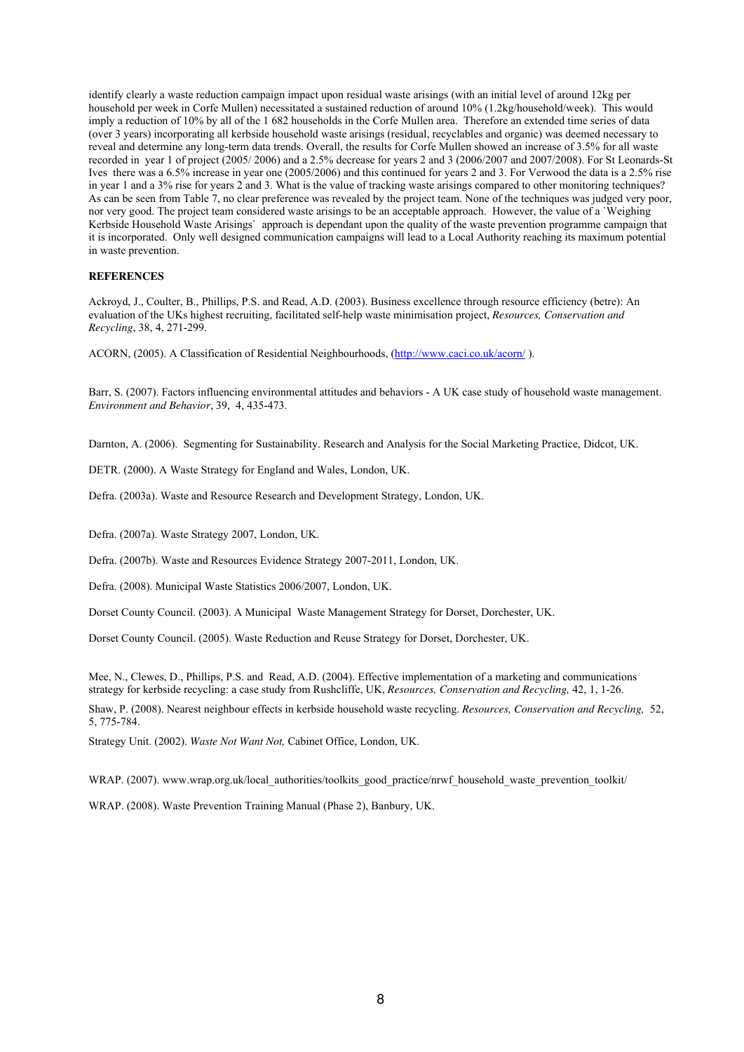identify clearly a waste reduction campaign impact upon residual waste arisings (with an initial level of around 12kg per household per week in Corfe Mullen) necessitated a sustained reduction of around 10% (1.2kg/household/week). This would imply a reduction of 10% by all of the 1 682 households in the Corfe Mullen area. Therefore an extended time series of data (over 3 years) incorporating all kerbside household waste arisings (residual, recyclables and organic) was deemed necessary to reveal and determine any long-term data trends. Overall, the results for Corfe Mullen showed an increase of 3.5% for all waste recorded in year 1 of project (2005/ 2006) and a 2.5% decrease for years 2 and 3 (2006/2007 and 2007/2008). For St Leonards-St Ives there was a 6.5% increase in year one (2005/2006) and this continued for years 2 and 3. For Verwood the data is a 2.5% rise in year 1 and a 3% rise for years 2 and 3. What is the value of tracking waste arisings compared to other monitoring techniques? As can be seen from Table 7, no clear preference was revealed by the project team. None of the techniques was judged very poor, nor very good. The project team considered waste arisings to be an acceptable approach. However, the value of a `Weighing Kerbside Household Waste Arisings` approach is dependant upon the quality of the waste prevention programme campaign that it is incorporated. Only well designed communication campaigns will lead to a Local Authority reaching its maximum potential in waste prevention.

## REFERENCES

Ackroyd, J., Coulter, B., Phillips, P.S. and Read, A.D. (2003). Business excellence through resource efficiency (betre): An evaluation of the UKs highest recruiting, facilitated self-help waste minimisation project, *Resources, Conservation and Recycling*, 38, 4, 271-299.

ACORN, (2005). A Classification of Residential Neighbourhoods, (http://www.caci.co.uk/acorn/ ).

Barr, S. (2007). Factors influencing environmental attitudes and behaviors - A UK case study of household waste management. *Environment and Behavior*, 39, 4, 435-473.

Darnton, A. (2006). Segmenting for Sustainability. Research and Analysis for the Social Marketing Practice, Didcot, UK.

DETR. (2000). A Waste Strategy for England and Wales, London, UK.

Defra. (2003a). Waste and Resource Research and Development Strategy, London, UK.

Defra. (2007a). Waste Strategy 2007, London, UK.

Defra. (2007b). Waste and Resources Evidence Strategy 2007-2011, London, UK.

Defra. (2008). Municipal Waste Statistics 2006/2007, London, UK.

Dorset County Council. (2003). A Municipal Waste Management Strategy for Dorset, Dorchester, UK.

Dorset County Council. (2005). Waste Reduction and Reuse Strategy for Dorset, Dorchester, UK.

Mee, N., Clewes, D., Phillips, P.S. and Read, A.D. (2004). Effective implementation of a marketing and communications strategy for kerbside recycling: a case study from Rushcliffe, UK, *Resources, Conservation and Recycling,* 42, 1, 1-26.

Shaw, P. (2008). Nearest neighbour effects in kerbside household waste recycling. *Resources, Conservation and Recycling,* 52, 5, 775-784.

Strategy Unit. (2002). *Waste Not Want Not,* Cabinet Office, London, UK.

WRAP. (2007). www.wrap.org.uk/local_authorities/toolkits_good_practice/nrwf_household_waste_prevention_toolkit/

WRAP. (2008). Waste Prevention Training Manual (Phase 2), Banbury, UK.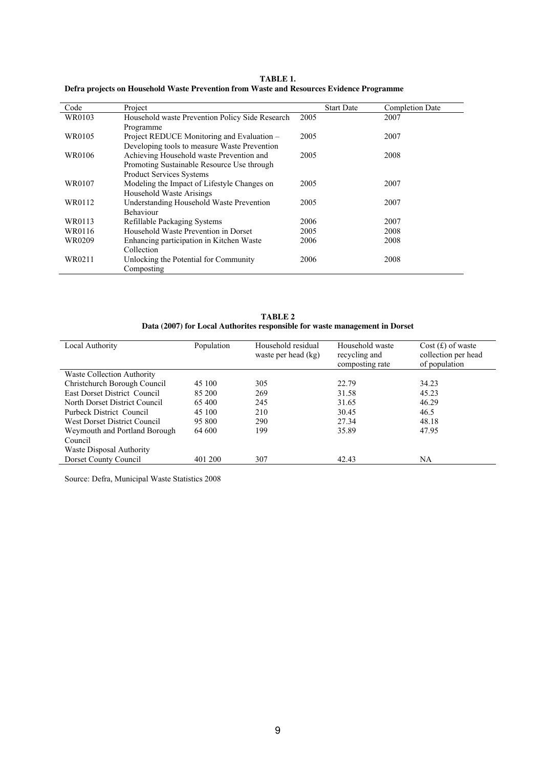**TABLE 1.**
**Defra projects on Household Waste Prevention from Waste and Resources Evidence Programme**

| Code | Project | Start Date | Completion Date |
|---|---|---|---|
| WR0103 | Household waste Prevention Policy Side Research Programme | 2005 | 2007 |
| WR0105 | Project REDUCE Monitoring and Evaluation – Developing tools to measure Waste Prevention | 2005 | 2007 |
| WR0106 | Achieving Household waste Prevention and Promoting Sustainable Resource Use through Product Services Systems | 2005 | 2008 |
| WR0107 | Modeling the Impact of Lifestyle Changes on Household Waste Arisings | 2005 | 2007 |
| WR0112 | Understanding Household Waste Prevention Behaviour | 2005 | 2007 |
| WR0113 | Refillable Packaging Systems | 2006 | 2007 |
| WR0116 | Household Waste Prevention in Dorset | 2005 | 2008 |
| WR0209 | Enhancing participation in Kitchen Waste Collection | 2006 | 2008 |
| WR0211 | Unlocking the Potential for Community Composting | 2006 | 2008 |

**TABLE 2**
**Data (2007) for Local Authorites responsible for waste management in Dorset**

| Local Authority | Population | Household residual waste per head (kg) | Household waste recycling and composting rate | Cost (£) of waste collection per head of population |
|---|---|---|---|---|
| Waste Collection Authority | | | | |
| Christchurch Borough Council | 45 100 | 305 | 22.79 | 34.23 |
| East Dorset District Council | 85 200 | 269 | 31.58 | 45.23 |
| North Dorset District Council | 65 400 | 245 | 31.65 | 46.29 |
| Purbeck District Council | 45 100 | 210 | 30.45 | 46.5 |
| West Dorset District Council | 95 800 | 290 | 27.34 | 48.18 |
| Weymouth and Portland Borough Council | 64 600 | 199 | 35.89 | 47.95 |
| Waste Disposal Authority | | | | |
| Dorset County Council | 401 200 | 307 | 42.43 | NA |

Source: Defra, Municipal Waste Statistics 2008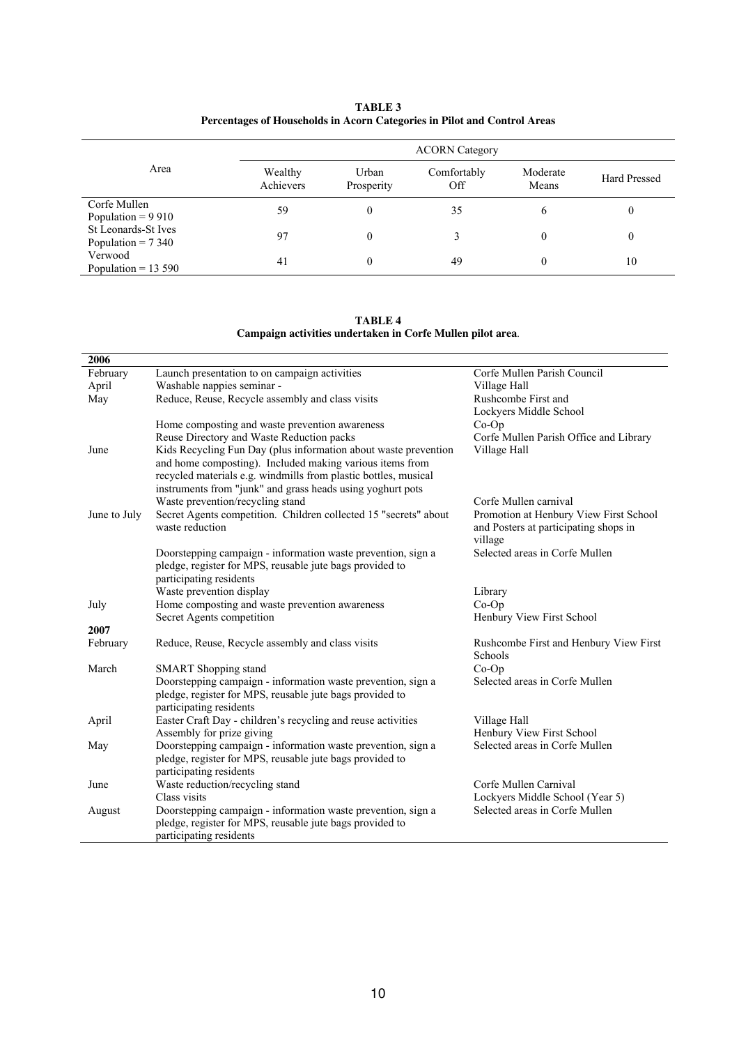**TABLE 3**
**Percentages of Households in Acorn Categories in Pilot and Control Areas**

| Area | ACORN Category | | | | |
|---|---|---|---|---|---|
| | Wealthy Achievers | Urban Prosperity | Comfortably Off | Moderate Means | Hard Pressed |
| Corfe Mullen Population = 9 910 | 59 | 0 | 35 | 6 | 0 |
| St Leonards-St Ives Population = 7 340 | 97 | 0 | 3 | 0 | 0 |
| Verwood Population = 13 590 | 41 | 0 | 49 | 0 | 10 |

**TABLE 4**
**Campaign activities undertaken in Corfe Mullen pilot area**.

| | | |
|---|---|---|
| **2006** | | |
| February | Launch presentation to on campaign activities | Corfe Mullen Parish Council |
| April | Washable nappies seminar - | Village Hall |
| May | Reduce, Reuse, Recycle assembly and class visits | Rushcombe First and Lockyers Middle School |
| | Home composting and waste prevention awareness | Co-Op |
| | Reuse Directory and Waste Reduction packs | Corfe Mullen Parish Office and Library |
| June | Kids Recycling Fun Day (plus information about waste prevention and home composting). Included making various items from recycled materials e.g. windmills from plastic bottles, musical instruments from "junk" and grass heads using yoghurt pots | Village Hall |
| | Waste prevention/recycling stand | Corfe Mullen carnival |
| June to July | Secret Agents competition. Children collected 15 "secrets" about waste reduction | Promotion at Henbury View First School and Posters at participating shops in village |
| | Doorstepping campaign - information waste prevention, sign a pledge, register for MPS, reusable jute bags provided to participating residents | Selected areas in Corfe Mullen |
| | Waste prevention display | Library |
| July | Home composting and waste prevention awareness | Co-Op |
| | Secret Agents competition | Henbury View First School |
| **2007** | | |
| February | Reduce, Reuse, Recycle assembly and class visits | Rushcombe First and Henbury View First Schools |
| March | SMART Shopping stand | Co-Op |
| | Doorstepping campaign - information waste prevention, sign a pledge, register for MPS, reusable jute bags provided to participating residents | Selected areas in Corfe Mullen |
| April | Easter Craft Day - children's recycling and reuse activities | Village Hall |
| | Assembly for prize giving | Henbury View First School |
| May | Doorstepping campaign - information waste prevention, sign a pledge, register for MPS, reusable jute bags provided to participating residents | Selected areas in Corfe Mullen |
| June | Waste reduction/recycling stand | Corfe Mullen Carnival |
| | Class visits | Lockyers Middle School (Year 5) |
| August | Doorstepping campaign - information waste prevention, sign a pledge, register for MPS, reusable jute bags provided to participating residents | Selected areas in Corfe Mullen |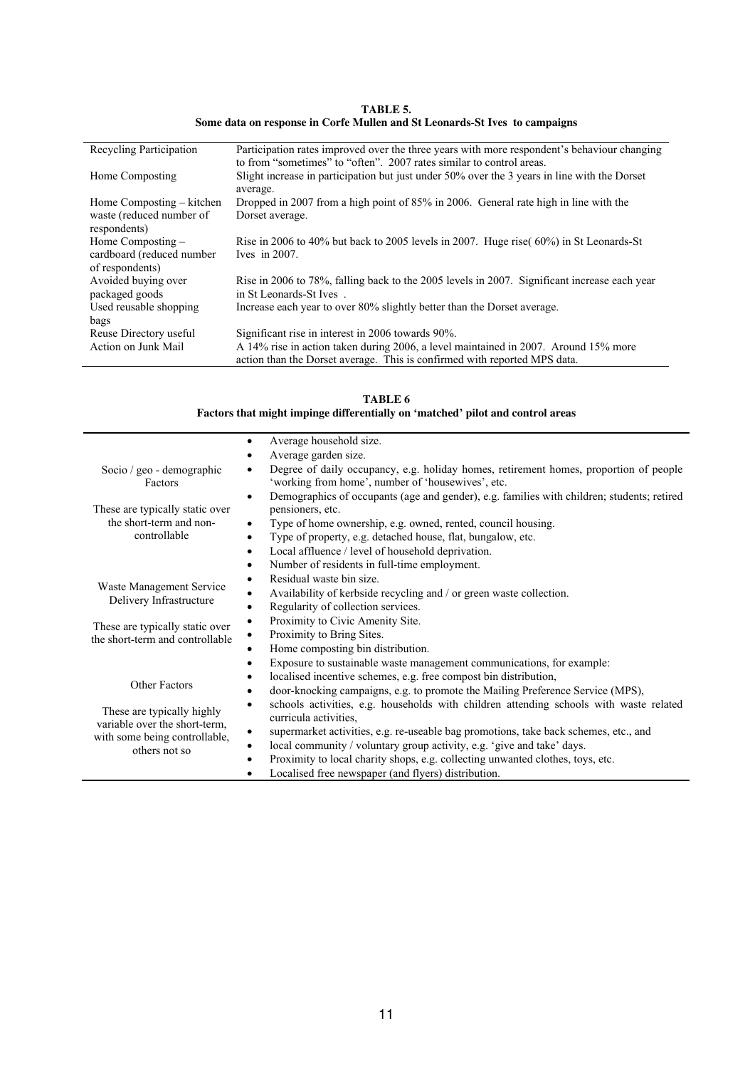**TABLE 5.**
**Some data on response in Corfe Mullen and St Leonards-St Ives to campaigns**

| | |
|---|---|
| Recycling Participation | Participation rates improved over the three years with more respondent's behaviour changing to from "sometimes" to "often". 2007 rates similar to control areas. |
| Home Composting | Slight increase in participation but just under 50% over the 3 years in line with the Dorset average. |
| Home Composting – kitchen waste (reduced number of respondents) | Dropped in 2007 from a high point of 85% in 2006. General rate high in line with the Dorset average. |
| Home Composting – cardboard (reduced number of respondents) | Rise in 2006 to 40% but back to 2005 levels in 2007. Huge rise( 60%) in St Leonards-St Ives in 2007. |
| Avoided buying over packaged goods | Rise in 2006 to 78%, falling back to the 2005 levels in 2007. Significant increase each year in St Leonards-St Ives . |
| Used reusable shopping bags | Increase each year to over 80% slightly better than the Dorset average. |
| Reuse Directory useful | Significant rise in interest in 2006 towards 90%. |
| Action on Junk Mail | A 14% rise in action taken during 2006, a level maintained in 2007. Around 15% more action than the Dorset average. This is confirmed with reported MPS data. |

**TABLE 6**
**Factors that might impinge differentially on 'matched' pilot and control areas**

| | |
|---|---|
| Socio / geo - demographic Factors<br><br>These are typically static over the short-term and non-controllable | • Average household size.<br>• Average garden size.<br>• Degree of daily occupancy, e.g. holiday homes, retirement homes, proportion of people 'working from home', number of 'housewives', etc.<br>• Demographics of occupants (age and gender), e.g. families with children; students; retired pensioners, etc.<br>• Type of home ownership, e.g. owned, rented, council housing.<br>• Type of property, e.g. detached house, flat, bungalow, etc.<br>• Local affluence / level of household deprivation.<br>• Number of residents in full-time employment. |
| Waste Management Service Delivery Infrastructure<br><br>These are typically static over the short-term and controllable | • Residual waste bin size.<br>• Availability of kerbside recycling and / or green waste collection.<br>• Regularity of collection services.<br>• Proximity to Civic Amenity Site.<br>• Proximity to Bring Sites.<br>• Home composting bin distribution. |
| Other Factors<br><br>These are typically highly variable over the short-term, with some being controllable, others not so | • Exposure to sustainable waste management communications, for example:<br>• localised incentive schemes, e.g. free compost bin distribution,<br>• door-knocking campaigns, e.g. to promote the Mailing Preference Service (MPS),<br>• schools activities, e.g. households with children attending schools with waste related curricula activities,<br>• supermarket activities, e.g. re-useable bag promotions, take back schemes, etc., and<br>• local community / voluntary group activity, e.g. 'give and take' days.<br>• Proximity to local charity shops, e.g. collecting unwanted clothes, toys, etc.<br>• Localised free newspaper (and flyers) distribution. |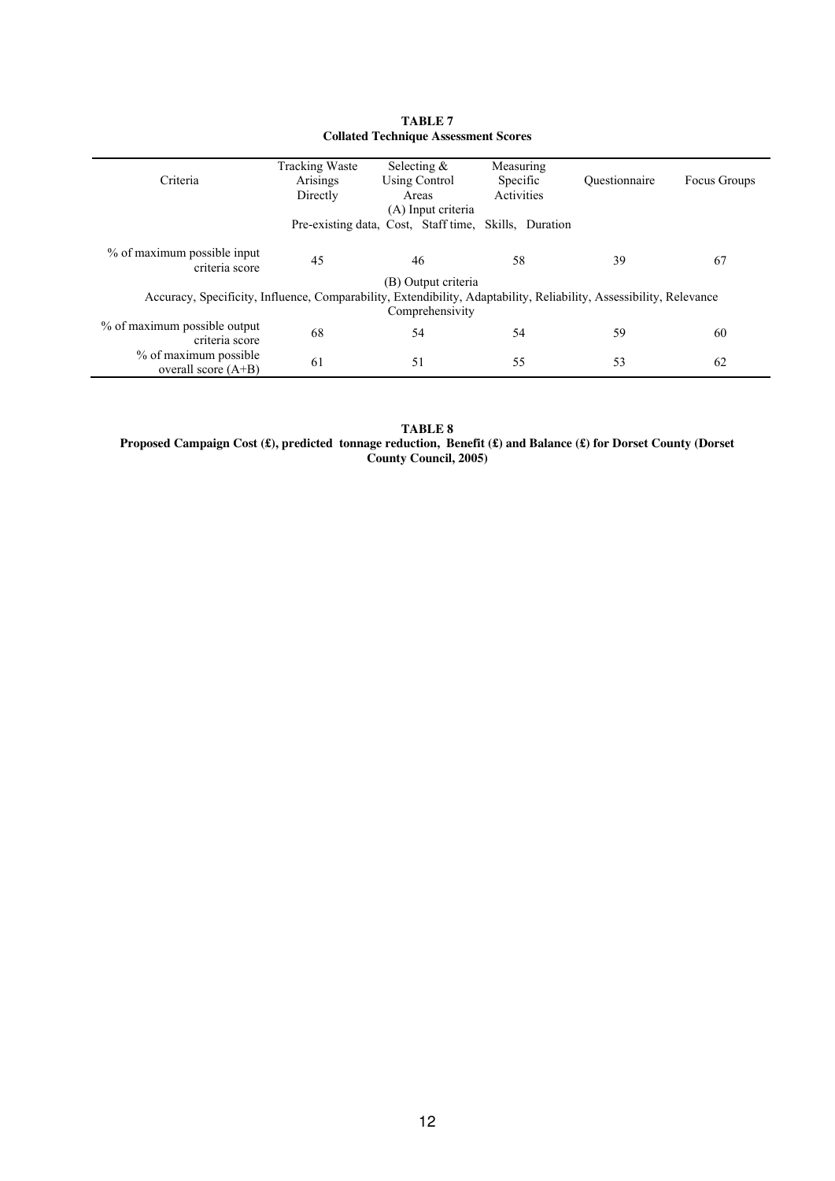**TABLE 7**
**Collated Technique Assessment Scores**

| Criteria | Tracking Waste Arisings Directly | Selecting & Using Control Areas | Measuring Specific Activities | Questionnaire | Focus Groups |
|---|---|---|---|---|---|
| | | (A) Input criteria<br>Pre-existing data, Cost, Staff time, Skills, Duration | | | |
| % of maximum possible input criteria score | 45 | 46 | 58 | 39 | 67 |
| | | (B) Output criteria<br>Accuracy, Specificity, Influence, Comparability, Extendibility, Adaptability, Reliability, Assessibility, Relevance Comprehensivity | | | |
| % of maximum possible output criteria score | 68 | 54 | 54 | 59 | 60 |
| % of maximum possible overall score (A+B) | 61 | 51 | 55 | 53 | 62 |

**TABLE 8**
**Proposed Campaign Cost (£), predicted tonnage reduction, Benefit (£) and Balance (£) for Dorset County (Dorset County Council, 2005)**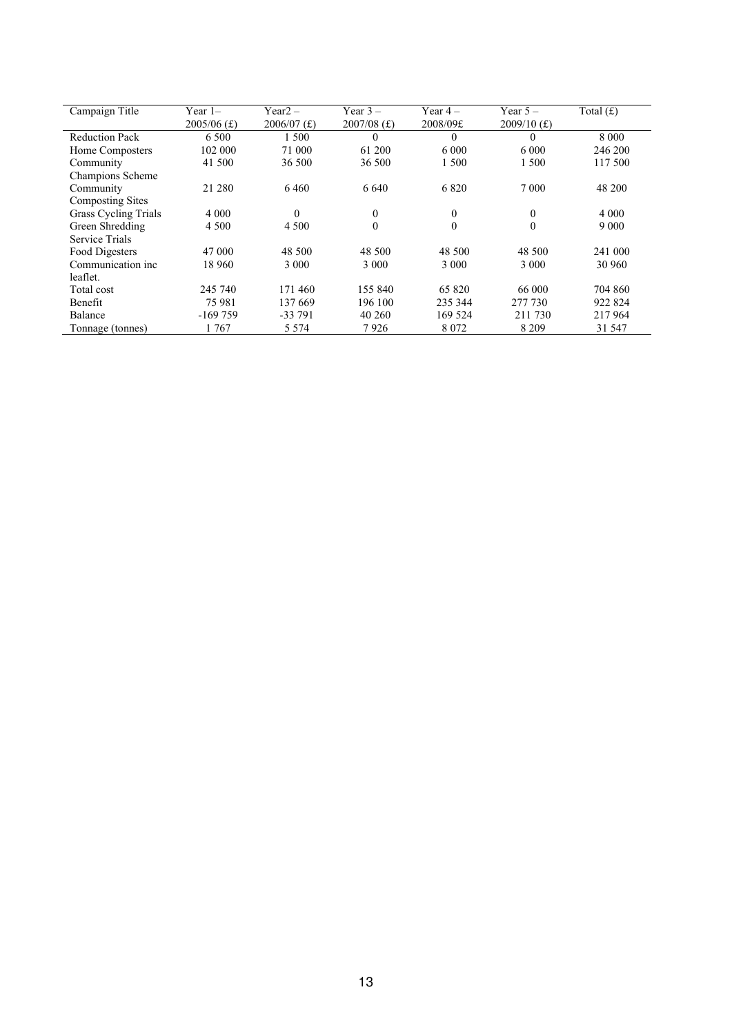| Campaign Title | Year 1– 2005/06 (£) | Year2 – 2006/07 (£) | Year 3 – 2007/08 (£) | Year 4 – 2008/09£ | Year 5 – 2009/10 (£) | Total (£) |
|---|---|---|---|---|---|---|
| Reduction Pack | 6 500 | 1 500 | 0 | 0 | 0 | 8 000 |
| Home Composters | 102 000 | 71 000 | 61 200 | 6 000 | 6 000 | 246 200 |
| Community Champions Scheme | 41 500 | 36 500 | 36 500 | 1 500 | 1 500 | 117 500 |
| Community Composting Sites | 21 280 | 6 460 | 6 640 | 6 820 | 7 000 | 48 200 |
| Grass Cycling Trials | 4 000 | 0 | 0 | 0 | 0 | 4 000 |
| Green Shredding Service Trials | 4 500 | 4 500 | 0 | 0 | 0 | 9 000 |
| Food Digesters | 47 000 | 48 500 | 48 500 | 48 500 | 48 500 | 241 000 |
| Communication inc leaflet. | 18 960 | 3 000 | 3 000 | 3 000 | 3 000 | 30 960 |
| Total cost | 245 740 | 171 460 | 155 840 | 65 820 | 66 000 | 704 860 |
| Benefit | 75 981 | 137 669 | 196 100 | 235 344 | 277 730 | 922 824 |
| Balance | -169 759 | -33 791 | 40 260 | 169 524 | 211 730 | 217 964 |
| Tonnage (tonnes) | 1 767 | 5 574 | 7 926 | 8 072 | 8 209 | 31 547 |